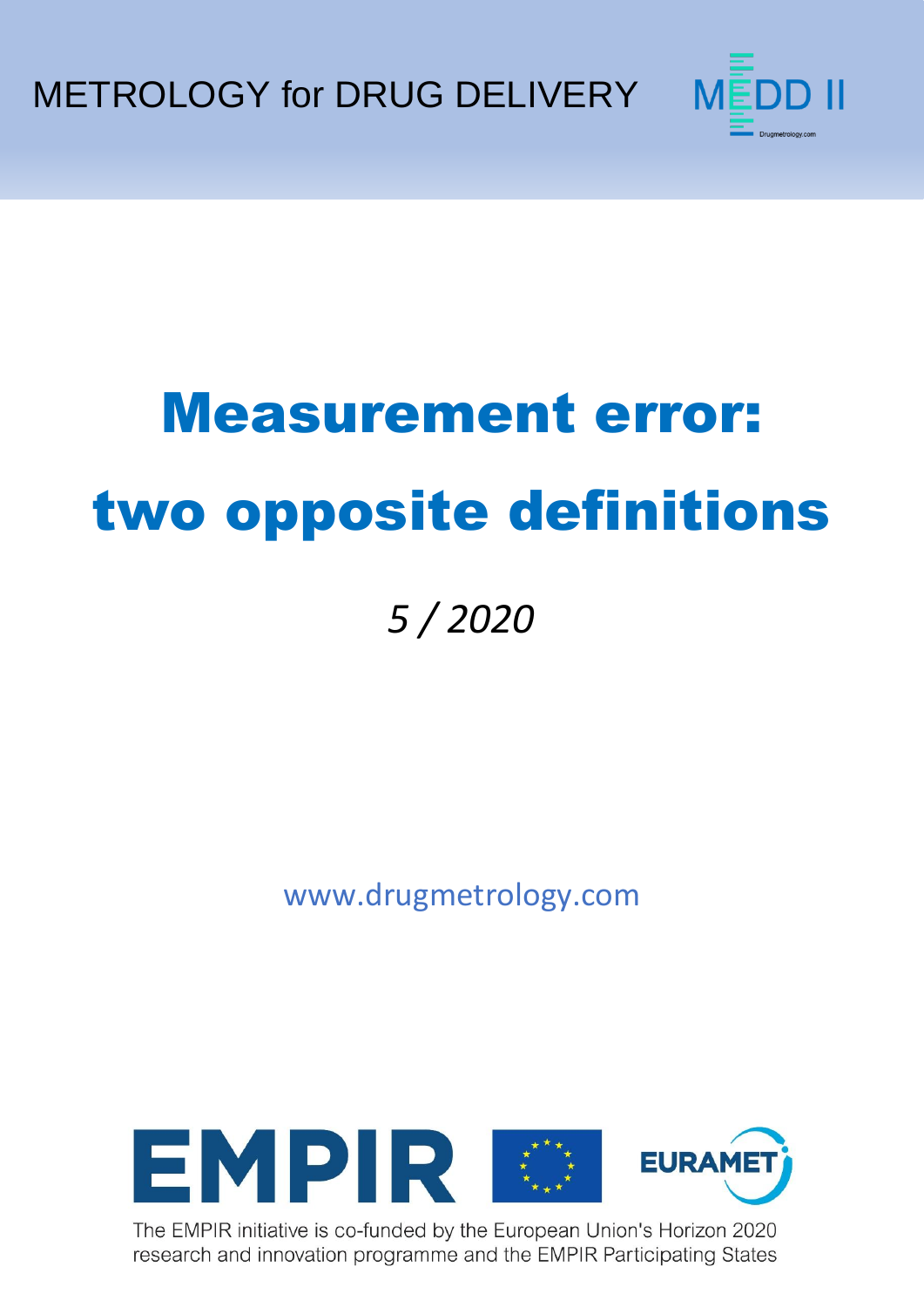METROLOGY for DRUG DELIVERY

MEDD II

Drugmetrology.com

# Measurement error: two opposite definitions

*5 / 2020*

www.drugmetrology.com

EMPIR

EURAMET

The EMPIR initiative is co-funded by the European Union's Horizon 2020 research and innovation programme and the EMPIR Participating States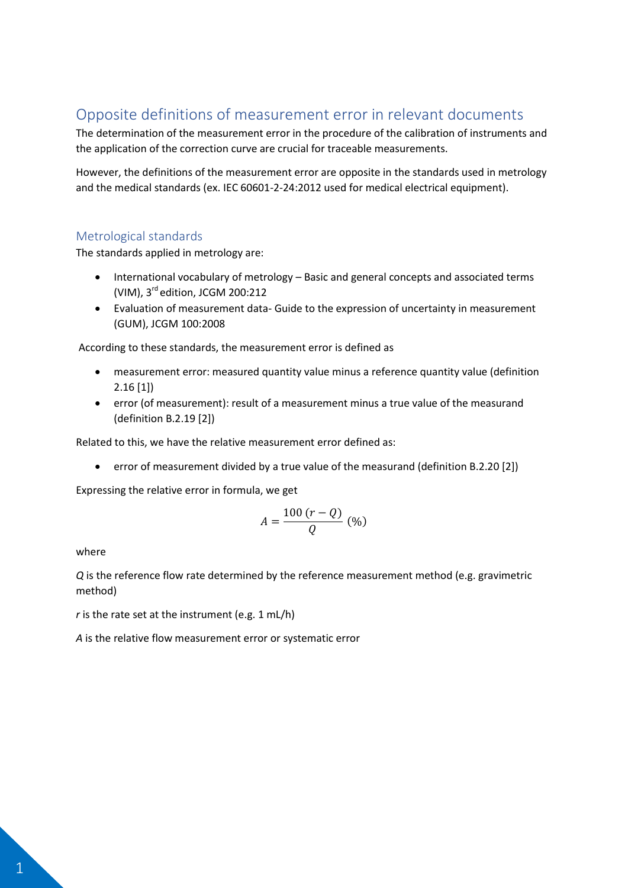## Opposite definitions of measurement error in relevant documents

The determination of the measurement error in the procedure of the calibration of instruments and the application of the correction curve are crucial for traceable measurements.

However, the definitions of the measurement error are opposite in the standards used in metrology and the medical standards (ex. IEC 60601-2-24:2012 used for medical electrical equipment).

### Metrological standards

The standards applied in metrology are:

- International vocabulary of metrology – Basic and general concepts and associated terms (VIM), 3rd edition, JCGM 200:212
- Evaluation of measurement data- Guide to the expression of uncertainty in measurement (GUM), JCGM 100:2008

According to these standards, the measurement error is defined as

- measurement error: measured quantity value minus a reference quantity value (definition 2.16 [1])
- error (of measurement): result of a measurement minus a true value of the measurand (definition B.2.19 [2])

Related to this, we have the relative measurement error defined as:

- error of measurement divided by a true value of the measurand (definition B.2.20 [2])

Expressing the relative error in formula, we get

$$A = \frac{100\,(r - Q)}{Q}\ (\%)$$

where

*Q* is the reference flow rate determined by the reference measurement method (e.g. gravimetric method)

*r* is the rate set at the instrument (e.g. 1 mL/h)

*A* is the relative flow measurement error or systematic error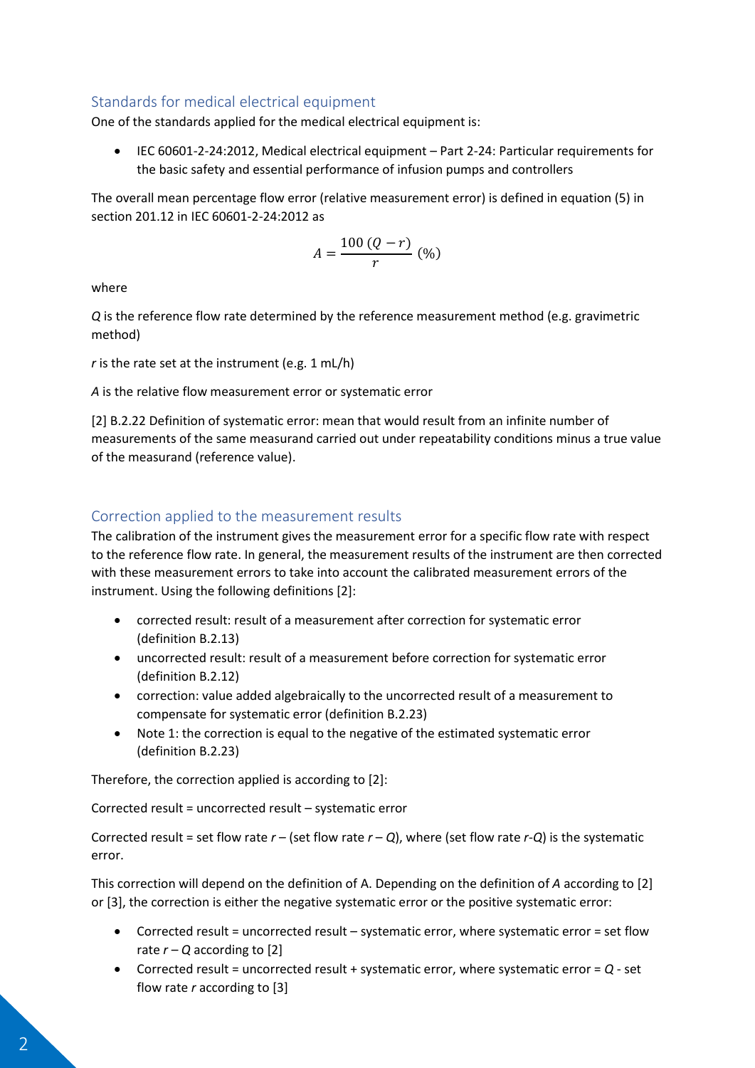## Standards for medical electrical equipment

One of the standards applied for the medical electrical equipment is:

- IEC 60601-2-24:2012, Medical electrical equipment – Part 2-24: Particular requirements for the basic safety and essential performance of infusion pumps and controllers

The overall mean percentage flow error (relative measurement error) is defined in equation (5) in section 201.12 in IEC 60601-2-24:2012 as

$$A = \frac{100\,(Q - r)}{r}\ (\%)$$

where

*Q* is the reference flow rate determined by the reference measurement method (e.g. gravimetric method)

*r* is the rate set at the instrument (e.g. 1 mL/h)

*A* is the relative flow measurement error or systematic error

[2] B.2.22 Definition of systematic error: mean that would result from an infinite number of measurements of the same measurand carried out under repeatability conditions minus a true value of the measurand (reference value).

## Correction applied to the measurement results

The calibration of the instrument gives the measurement error for a specific flow rate with respect to the reference flow rate. In general, the measurement results of the instrument are then corrected with these measurement errors to take into account the calibrated measurement errors of the instrument. Using the following definitions [2]:

- corrected result: result of a measurement after correction for systematic error (definition B.2.13)
- uncorrected result: result of a measurement before correction for systematic error (definition B.2.12)
- correction: value added algebraically to the uncorrected result of a measurement to compensate for systematic error (definition B.2.23)
- Note 1: the correction is equal to the negative of the estimated systematic error (definition B.2.23)

Therefore, the correction applied is according to [2]:

Corrected result = uncorrected result – systematic error

Corrected result = set flow rate *r* – (set flow rate *r* – *Q*), where (set flow rate *r*-*Q*) is the systematic error.

This correction will depend on the definition of A. Depending on the definition of *A* according to [2] or [3], the correction is either the negative systematic error or the positive systematic error:

- Corrected result = uncorrected result – systematic error, where systematic error = set flow rate *r* – *Q* according to [2]
- Corrected result = uncorrected result + systematic error, where systematic error = *Q* - set flow rate *r* according to [3]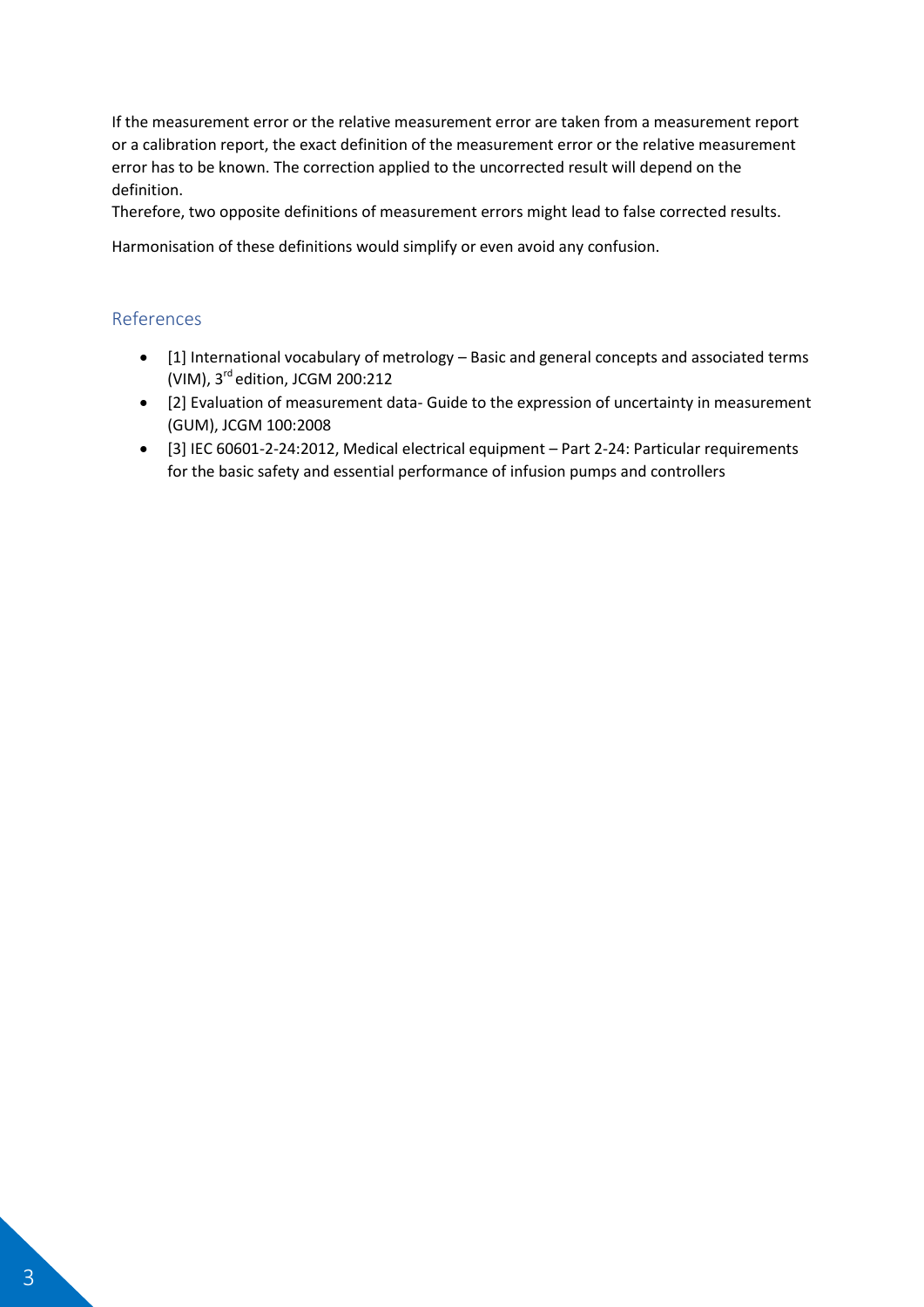If the measurement error or the relative measurement error are taken from a measurement report or a calibration report, the exact definition of the measurement error or the relative measurement error has to be known. The correction applied to the uncorrected result will depend on the definition.
Therefore, two opposite definitions of measurement errors might lead to false corrected results.

Harmonisation of these definitions would simplify or even avoid any confusion.

## References

- [1] International vocabulary of metrology – Basic and general concepts and associated terms (VIM), 3rd edition, JCGM 200:212
- [2] Evaluation of measurement data- Guide to the expression of uncertainty in measurement (GUM), JCGM 100:2008
- [3] IEC 60601-2-24:2012, Medical electrical equipment – Part 2-24: Particular requirements for the basic safety and essential performance of infusion pumps and controllers